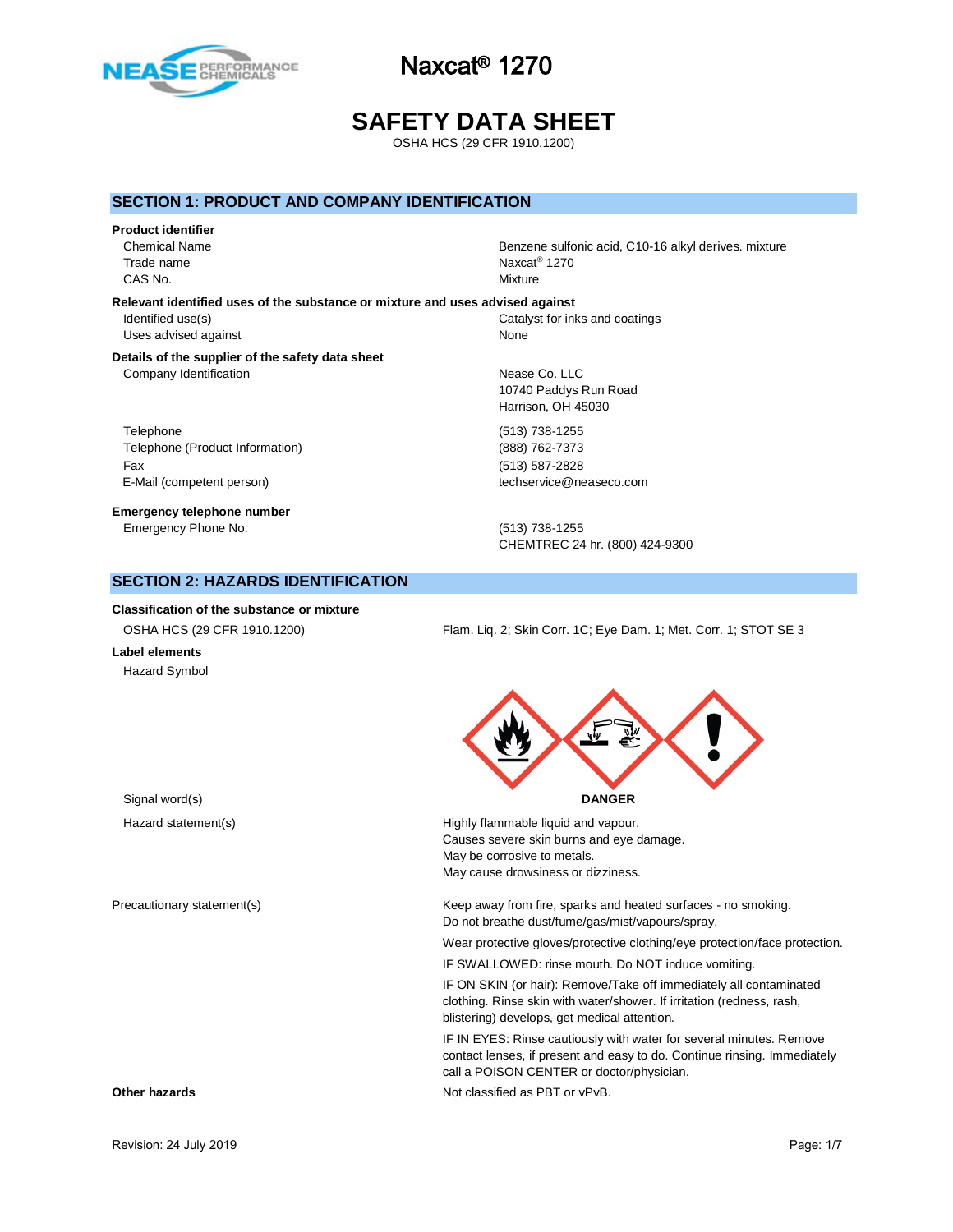# Naxcat® 1270

# SAFETY DATA SHEET

OSHA HCS (29 CFR 1910.1200)

## SECTION 1: PRODUCT AND COMPANY IDENTIFICATION

**Product identifier**

| | |
|---|---|
| Chemical Name | Benzene sulfonic acid, C10-16 alkyl derives. mixture |
| Trade name | Naxcat® 1270 |
| CAS No. | Mixture |

**Relevant identified uses of the substance or mixture and uses advised against**

| | |
|---|---|
| Identified use(s) | Catalyst for inks and coatings |
| Uses advised against | None |

**Details of the supplier of the safety data sheet**

| | |
|---|---|
| Company Identification | Nease Co. LLC<br>10740 Paddys Run Road<br>Harrison, OH 45030 |
| Telephone | (513) 738-1255 |
| Telephone (Product Information) | (888) 762-7373 |
| Fax | (513) 587-2828 |
| E-Mail (competent person) | techservice@neaseco.com |

**Emergency telephone number**

| | |
|---|---|
| Emergency Phone No. | (513) 738-1255<br>CHEMTREC 24 hr. (800) 424-9300 |

## SECTION 2: HAZARDS IDENTIFICATION

**Classification of the substance or mixture**

| | |
|---|---|
| OSHA HCS (29 CFR 1910.1200) | Flam. Liq. 2; Skin Corr. 1C; Eye Dam. 1; Met. Corr. 1; STOT SE 3 |

**Label elements**

Hazard Symbol

Signal word(s): **DANGER**

Hazard statement(s):

Highly flammable liquid and vapour.
Causes severe skin burns and eye damage.
May be corrosive to metals.
May cause drowsiness or dizziness.

Precautionary statement(s):

Keep away from fire, sparks and heated surfaces - no smoking.
Do not breathe dust/fume/gas/mist/vapours/spray.

Wear protective gloves/protective clothing/eye protection/face protection.

IF SWALLOWED: rinse mouth. Do NOT induce vomiting.

IF ON SKIN (or hair): Remove/Take off immediately all contaminated clothing. Rinse skin with water/shower. If irritation (redness, rash, blistering) develops, get medical attention.

IF IN EYES: Rinse cautiously with water for several minutes. Remove contact lenses, if present and easy to do. Continue rinsing. Immediately call a POISON CENTER or doctor/physician.

**Other hazards**

Not classified as PBT or vPvB.

Revision: 24 July 2019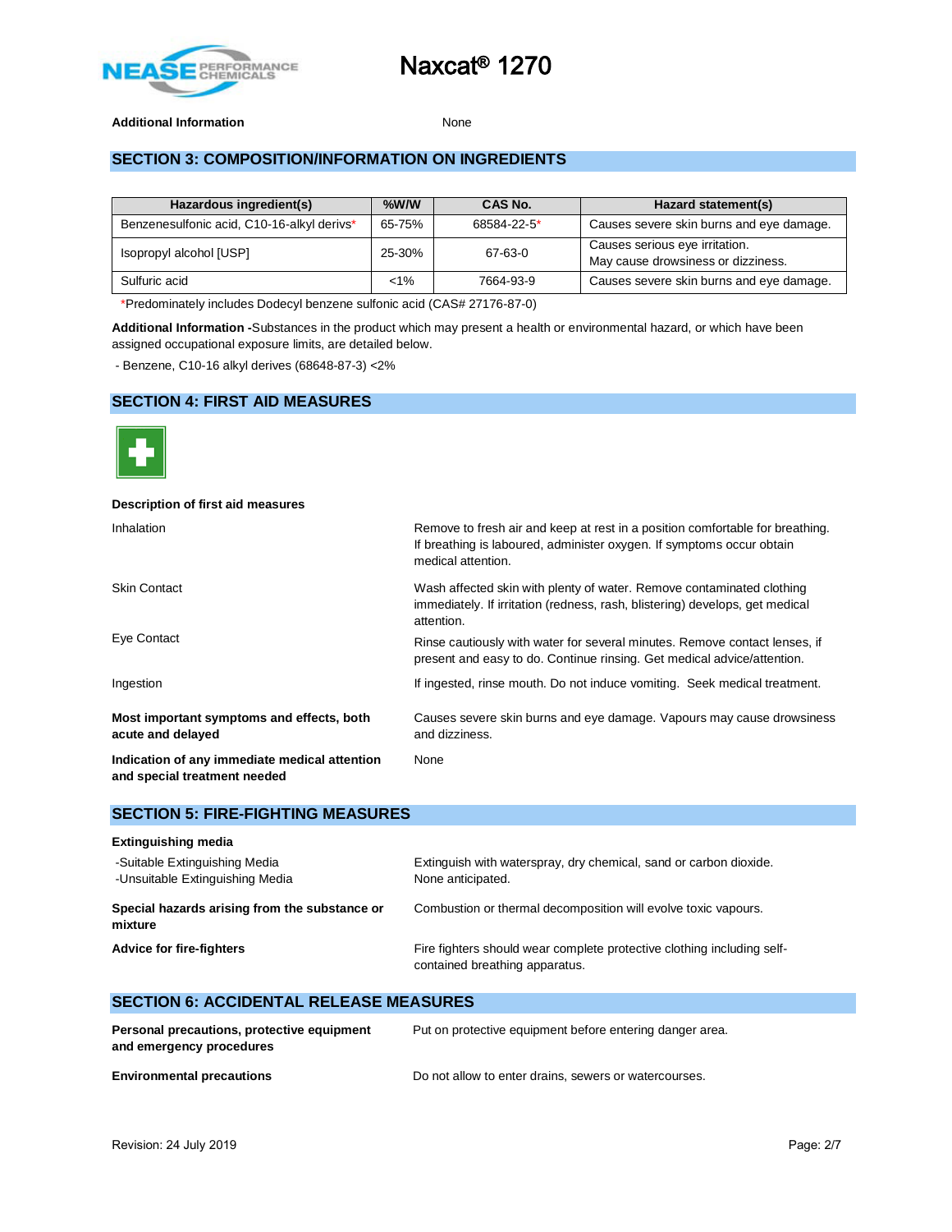**Additional Information** None

## SECTION 3: COMPOSITION/INFORMATION ON INGREDIENTS

| Hazardous ingredient(s) | %W/W | CAS No. | Hazard statement(s) |
|---|---|---|---|
| Benzenesulfonic acid, C10-16-alkyl derivs* | 65-75% | 68584-22-5* | Causes severe skin burns and eye damage. |
| Isopropyl alcohol [USP] | 25-30% | 67-63-0 | Causes serious eye irritation. May cause drowsiness or dizziness. |
| Sulfuric acid | <1% | 7664-93-9 | Causes severe skin burns and eye damage. |

*Predominately includes Dodecyl benzene sulfonic acid (CAS# 27176-87-0)

**Additional Information -**Substances in the product which may present a health or environmental hazard, or which have been assigned occupational exposure limits, are detailed below.

- Benzene, C10-16 alkyl derives (68648-87-3) <2%

## SECTION 4: FIRST AID MEASURES

**Description of first aid measures**

| | |
|---|---|
| Inhalation | Remove to fresh air and keep at rest in a position comfortable for breathing. If breathing is laboured, administer oxygen. If symptoms occur obtain medical attention. |
| Skin Contact | Wash affected skin with plenty of water. Remove contaminated clothing immediately. If irritation (redness, rash, blistering) develops, get medical attention. |
| Eye Contact | Rinse cautiously with water for several minutes. Remove contact lenses, if present and easy to do. Continue rinsing. Get medical advice/attention. |
| Ingestion | If ingested, rinse mouth. Do not induce vomiting. Seek medical treatment. |
| **Most important symptoms and effects, both acute and delayed** | Causes severe skin burns and eye damage. Vapours may cause drowsiness and dizziness. |
| **Indication of any immediate medical attention and special treatment needed** | None |

## SECTION 5: FIRE-FIGHTING MEASURES

**Extinguishing media**

| | |
|---|---|
| -Suitable Extinguishing Media | Extinguish with waterspray, dry chemical, sand or carbon dioxide. |
| -Unsuitable Extinguishing Media | None anticipated. |
| **Special hazards arising from the substance or mixture** | Combustion or thermal decomposition will evolve toxic vapours. |
| **Advice for fire-fighters** | Fire fighters should wear complete protective clothing including self-contained breathing apparatus. |

## SECTION 6: ACCIDENTAL RELEASE MEASURES

| | |
|---|---|
| **Personal precautions, protective equipment and emergency procedures** | Put on protective equipment before entering danger area. |
| **Environmental precautions** | Do not allow to enter drains, sewers or watercourses. |

Revision: 24 July 2019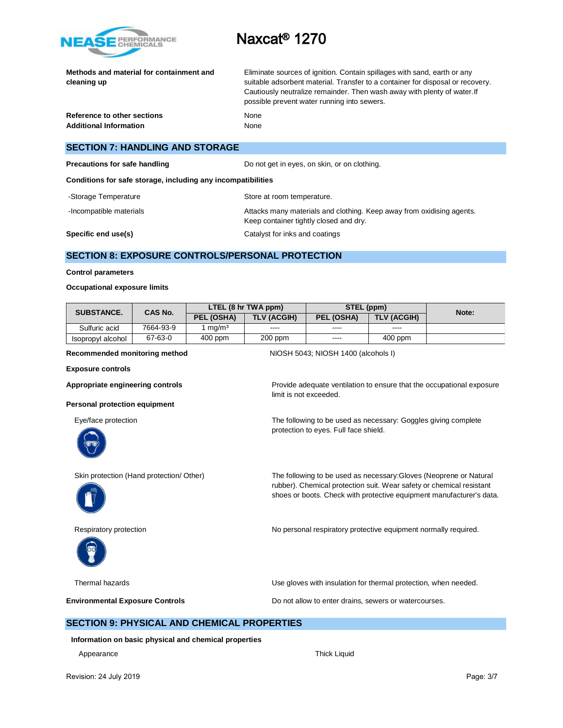**Methods and material for containment and cleaning up**

Eliminate sources of ignition. Contain spillages with sand, earth or any suitable adsorbent material. Transfer to a container for disposal or recovery. Cautiously neutralize remainder. Then wash away with plenty of water. If possible prevent water running into sewers.

**Reference to other sections** None

**Additional Information** None

## SECTION 7: HANDLING AND STORAGE

**Precautions for safe handling** Do not get in eyes, on skin, or on clothing.

**Conditions for safe storage, including any incompatibilities**

-Storage Temperature: Store at room temperature.

-Incompatible materials: Attacks many materials and clothing. Keep away from oxidising agents. Keep container tightly closed and dry.

**Specific end use(s)** Catalyst for inks and coatings

## SECTION 8: EXPOSURE CONTROLS/PERSONAL PROTECTION

**Control parameters**

**Occupational exposure limits**

| SUBSTANCE. | CAS No. | LTEL (8 hr TWA ppm) | | STEL (ppm) | | Note: |
|---|---|---|---|---|---|---|
| | | PEL (OSHA) | TLV (ACGIH) | PEL (OSHA) | TLV (ACGIH) | |
| Sulfuric acid | 7664-93-9 | 1 mg/m³ | ---- | ---- | ---- | |
| Isopropyl alcohol | 67-63-0 | 400 ppm | 200 ppm | ---- | 400 ppm | |

**Recommended monitoring method** NIOSH 5043; NIOSH 1400 (alcohols I)

**Exposure controls**

**Appropriate engineering controls** Provide adequate ventilation to ensure that the occupational exposure limit is not exceeded.

**Personal protection equipment**

Eye/face protection: The following to be used as necessary: Goggles giving complete protection to eyes. Full face shield.

Skin protection (Hand protection/ Other): The following to be used as necessary:Gloves (Neoprene or Natural rubber). Chemical protection suit. Wear safety or chemical resistant shoes or boots. Check with protective equipment manufacturer's data.

Respiratory protection: No personal respiratory protective equipment normally required.

Thermal hazards: Use gloves with insulation for thermal protection, when needed.

**Environmental Exposure Controls** Do not allow to enter drains, sewers or watercourses.

## SECTION 9: PHYSICAL AND CHEMICAL PROPERTIES

**Information on basic physical and chemical properties**

Appearance: Thick Liquid

Revision: 24 July 2019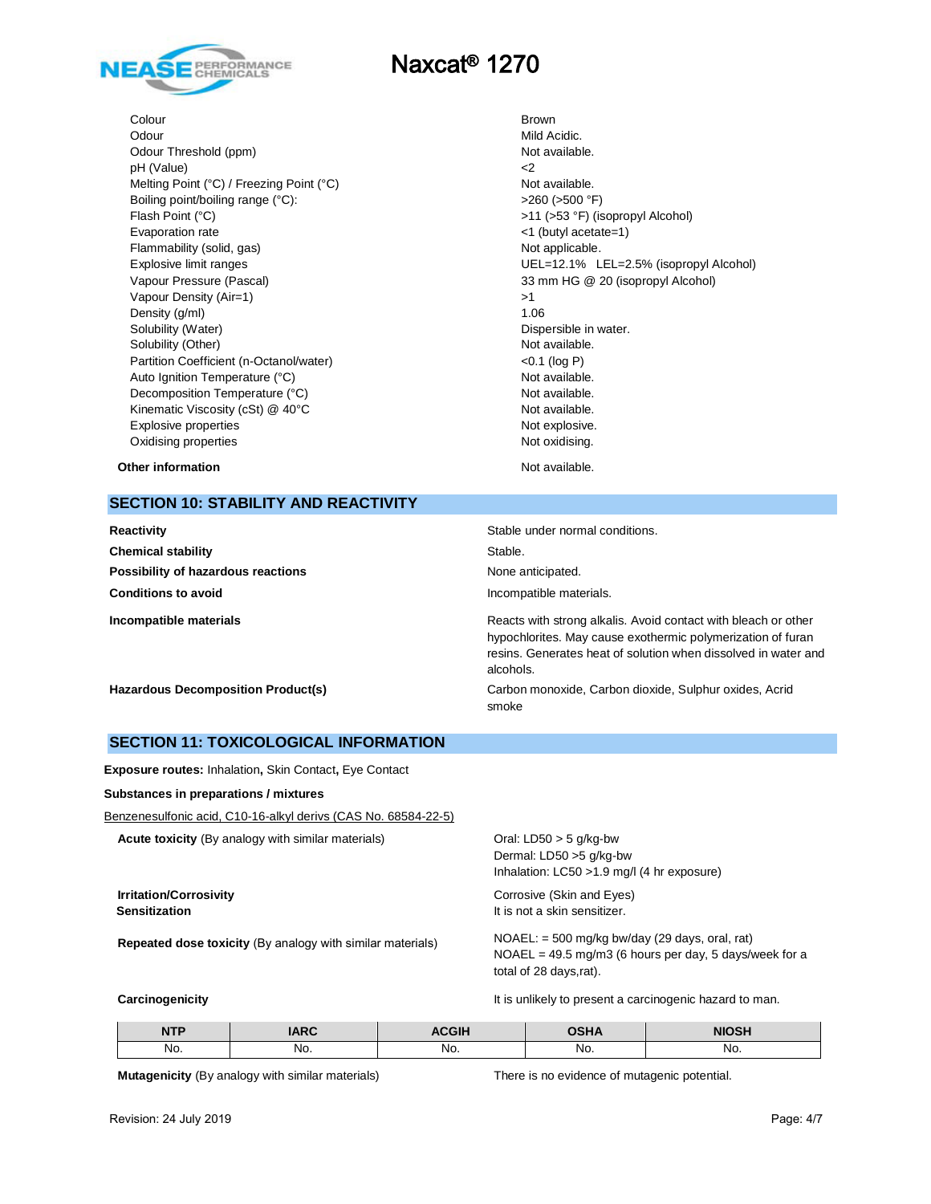| Property | Value |
|---|---|
| Colour | Brown |
| Odour | Mild Acidic. |
| Odour Threshold (ppm) | Not available. |
| pH (Value) | <2 |
| Melting Point (°C) / Freezing Point (°C) | Not available. |
| Boiling point/boiling range (°C): | >260 (>500 °F) |
| Flash Point (°C) | >11 (>53 °F) (isopropyl Alcohol) |
| Evaporation rate | <1 (butyl acetate=1) |
| Flammability (solid, gas) | Not applicable. |
| Explosive limit ranges | UEL=12.1%   LEL=2.5% (isopropyl Alcohol) |
| Vapour Pressure (Pascal) | 33 mm HG @ 20 (isopropyl Alcohol) |
| Vapour Density (Air=1) | >1 |
| Density (g/ml) | 1.06 |
| Solubility (Water) | Dispersible in water. |
| Solubility (Other) | Not available. |
| Partition Coefficient (n-Octanol/water) | <0.1 (log P) |
| Auto Ignition Temperature (°C) | Not available. |
| Decomposition Temperature (°C) | Not available. |
| Kinematic Viscosity (cSt) @ 40°C | Not available. |
| Explosive properties | Not explosive. |
| Oxidising properties | Not oxidising. |

**Other information** Not available.

## SECTION 10: STABILITY AND REACTIVITY

**Reactivity** Stable under normal conditions.

**Chemical stability** Stable.

**Possibility of hazardous reactions** None anticipated.

**Conditions to avoid** Incompatible materials.

**Incompatible materials** Reacts with strong alkalis. Avoid contact with bleach or other hypochlorites. May cause exothermic polymerization of furan resins. Generates heat of solution when dissolved in water and alcohols.

**Hazardous Decomposition Product(s)** Carbon monoxide, Carbon dioxide, Sulphur oxides, Acrid smoke

## SECTION 11: TOXICOLOGICAL INFORMATION

**Exposure routes:** Inhalation**,** Skin Contact**,** Eye Contact

**Substances in preparations / mixtures**

Benzenesulfonic acid, C10-16-alkyl derivs (CAS No. 68584-22-5)

**Acute toxicity** (By analogy with similar materials)
Oral: LD50 > 5 g/kg-bw
Dermal: LD50 >5 g/kg-bw
Inhalation: LC50 >1.9 mg/l (4 hr exposure)

**Irritation/Corrosivity** Corrosive (Skin and Eyes)

**Sensitization** It is not a skin sensitizer.

**Repeated dose toxicity** (By analogy with similar materials)
NOAEL: = 500 mg/kg bw/day (29 days, oral, rat)
NOAEL = 49.5 mg/m3 (6 hours per day, 5 days/week for a total of 28 days,rat).

**Carcinogenicity** It is unlikely to present a carcinogenic hazard to man.

| NTP | IARC | ACGIH | OSHA | NIOSH |
|---|---|---|---|---|
| No. | No. | No. | No. | No. |

**Mutagenicity** (By analogy with similar materials) There is no evidence of mutagenic potential.

Revision: 24 July 2019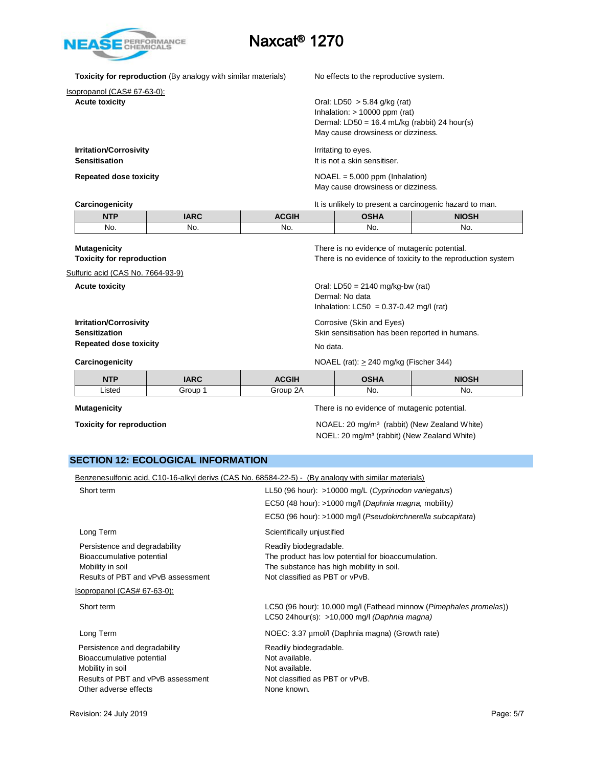**Toxicity for reproduction** (By analogy with similar materials) No effects to the reproductive system.

Isopropanol (CAS# 67-63-0):

**Acute toxicity**

Oral: LD50 > 5.84 g/kg (rat)
Inhalation: > 10000 ppm (rat)
Dermal: LD50 = 16.4 mL/kg (rabbit) 24 hour(s)
May cause drowsiness or dizziness.

**Irritation/Corrosivity** Irritating to eyes.

**Sensitisation** It is not a skin sensitiser.

**Repeated dose toxicity**

NOAEL = 5,000 ppm (Inhalation)
May cause drowsiness or dizziness.

**Carcinogenicity** It is unlikely to present a carcinogenic hazard to man.

| NTP | IARC | ACGIH | OSHA | NIOSH |
|---|---|---|---|---|
| No. | No. | No. | No. | No. |

**Mutagenicity** There is no evidence of mutagenic potential.

**Toxicity for reproduction** There is no evidence of toxicity to the reproduction system

Sulfuric acid (CAS No. 7664-93-9)

**Acute toxicity**

Oral: LD50 = 2140 mg/kg-bw (rat)
Dermal: No data
Inhalation: LC50 = 0.37-0.42 mg/l (rat)

**Irritation/Corrosivity** Corrosive (Skin and Eyes)

**Sensitization** Skin sensitisation has been reported in humans.

**Repeated dose toxicity** No data.

**Carcinogenicity** NOAEL (rat): ≥ 240 mg/kg (Fischer 344)

| NTP | IARC | ACGIH | OSHA | NIOSH |
|---|---|---|---|---|
| Listed | Group 1 | Group 2A | No. | No. |

**Mutagenicity** There is no evidence of mutagenic potential.

**Toxicity for reproduction**

NOAEL: 20 mg/m³ (rabbit) (New Zealand White)
NOEL: 20 mg/m³ (rabbit) (New Zealand White)

## SECTION 12: ECOLOGICAL INFORMATION

Benzenesulfonic acid, C10-16-alkyl derivs (CAS No. 68584-22-5) - (By analogy with similar materials)

Short term

LL50 (96 hour): >10000 mg/L (*Cyprinodon variegatus*)
EC50 (48 hour): >1000 mg/l (*Daphnia magna,* mobility)
EC50 (96 hour): >1000 mg/l (*Pseudokirchnerella subcapitata*)

Long Term: Scientifically unjustified

Persistence and degradability: Readily biodegradable.
Bioaccumulative potential: The product has low potential for bioaccumulation.
Mobility in soil: The substance has high mobility in soil.
Results of PBT and vPvB assessment: Not classified as PBT or vPvB.

Isopropanol (CAS# 67-63-0):

Short term

LC50 (96 hour): 10,000 mg/l (Fathead minnow (*Pimephales promelas*))
LC50 24hour(s): >10,000 mg/l *(Daphnia magna)*

Long Term: NOEC: 3.37 μmol/l (Daphnia magna) (Growth rate)

Persistence and degradability: Readily biodegradable.
Bioaccumulative potential: Not available.
Mobility in soil: Not available.
Results of PBT and vPvB assessment: Not classified as PBT or vPvB.
Other adverse effects: None known.

Revision: 24 July 2019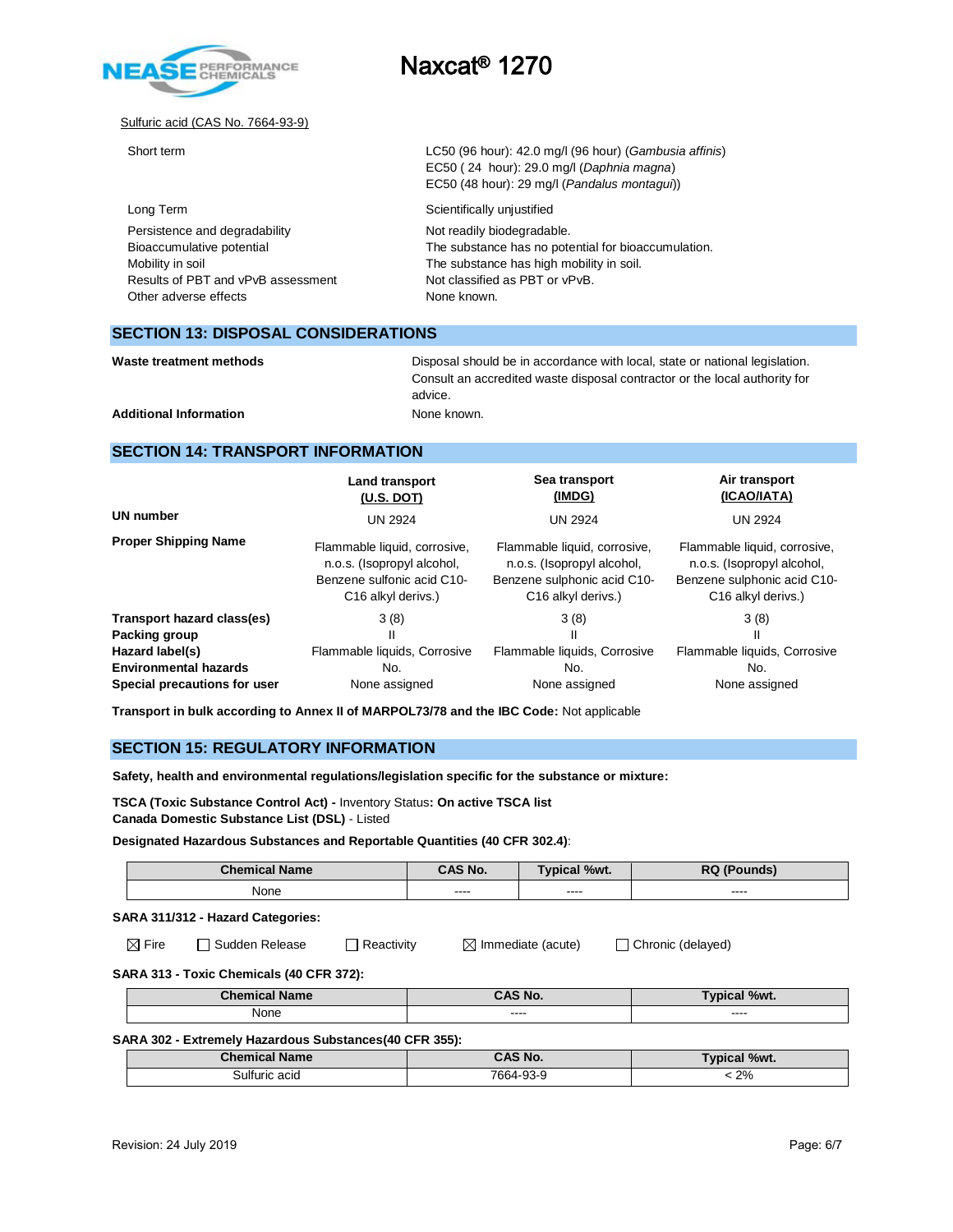Sulfuric acid (CAS No. 7664-93-9)

| | |
|---|---|
| Short term | LC50 (96 hour): 42.0 mg/l (96 hour) (*Gambusia affinis*)<br>EC50 ( 24 hour): 29.0 mg/l (*Daphnia magna*)<br>EC50 (48 hour): 29 mg/l (*Pandalus montagui*)) |
| Long Term | Scientifically unjustified |
| Persistence and degradability | Not readily biodegradable. |
| Bioaccumulative potential | The substance has no potential for bioaccumulation. |
| Mobility in soil | The substance has high mobility in soil. |
| Results of PBT and vPvB assessment | Not classified as PBT or vPvB. |
| Other adverse effects | None known. |

## SECTION 13: DISPOSAL CONSIDERATIONS

| | |
|---|---|
| **Waste treatment methods** | Disposal should be in accordance with local, state or national legislation. Consult an accredited waste disposal contractor or the local authority for advice. |
| **Additional Information** | None known. |

## SECTION 14: TRANSPORT INFORMATION

| | Land transport (U.S. DOT) | Sea transport (IMDG) | Air transport (ICAO/IATA) |
|---|---|---|---|
| **UN number** | UN 2924 | UN 2924 | UN 2924 |
| **Proper Shipping Name** | Flammable liquid, corrosive, n.o.s. (Isopropyl alcohol, Benzene sulfonic acid C10-C16 alkyl derivs.) | Flammable liquid, corrosive, n.o.s. (Isopropyl alcohol, Benzene sulphonic acid C10-C16 alkyl derivs.) | Flammable liquid, corrosive, n.o.s. (Isopropyl alcohol, Benzene sulphonic acid C10-C16 alkyl derivs.) |
| **Transport hazard class(es)** | 3 (8) | 3 (8) | 3 (8) |
| **Packing group** | II | II | II |
| **Hazard label(s)** | Flammable liquids, Corrosive | Flammable liquids, Corrosive | Flammable liquids, Corrosive |
| **Environmental hazards** | No. | No. | No. |
| **Special precautions for user** | None assigned | None assigned | None assigned |

**Transport in bulk according to Annex II of MARPOL73/78 and the IBC Code:** Not applicable

## SECTION 15: REGULATORY INFORMATION

**Safety, health and environmental regulations/legislation specific for the substance or mixture:**

**TSCA (Toxic Substance Control Act) -** Inventory Status**: On active TSCA list**
**Canada Domestic Substance List (DSL)** - Listed

**Designated Hazardous Substances and Reportable Quantities (40 CFR 302.4)**:

| Chemical Name | CAS No. | Typical %wt. | RQ (Pounds) |
|---|---|---|---|
| None | ---- | ---- | ---- |

**SARA 311/312 - Hazard Categories:**

☒ Fire ☐ Sudden Release ☐ Reactivity ☒ Immediate (acute) ☐ Chronic (delayed)

**SARA 313 - Toxic Chemicals (40 CFR 372):**

| Chemical Name | CAS No. | Typical %wt. |
|---|---|---|
| None | ---- | ---- |

**SARA 302 - Extremely Hazardous Substances(40 CFR 355):**

| Chemical Name | CAS No. | Typical %wt. |
|---|---|---|
| Sulfuric acid | 7664-93-9 | < 2% |

Revision: 24 July 2019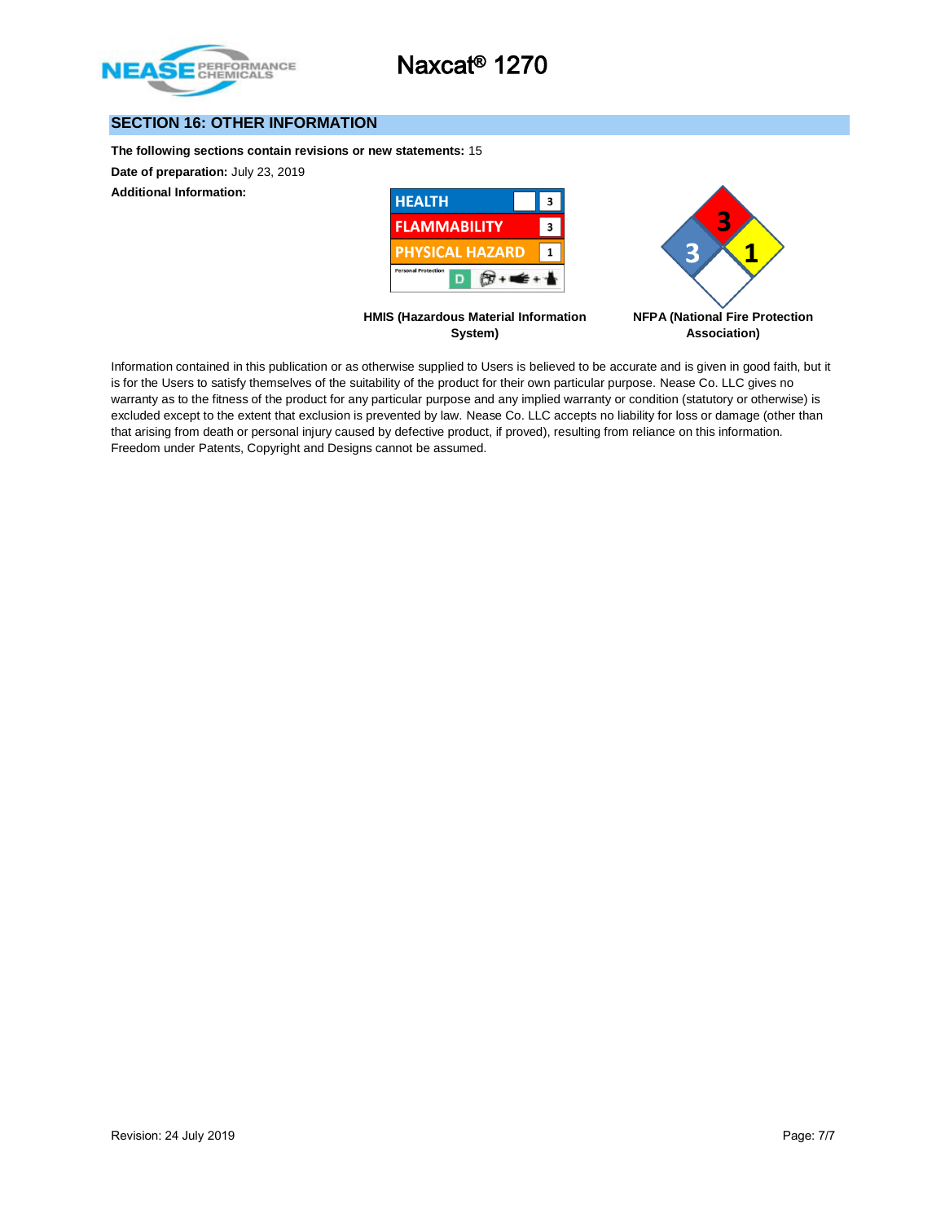## SECTION 16: OTHER INFORMATION

**The following sections contain revisions or new statements:** 15

**Date of preparation:** July 23, 2019

**Additional Information:**

| | |
|---|---|
| HEALTH | 3 |
| FLAMMABILITY | 3 |
| PHYSICAL HAZARD | 1 |
| Personal Protection | D |

**HMIS (Hazardous Material Information System)**

3
3
1

**NFPA (National Fire Protection Association)**

Information contained in this publication or as otherwise supplied to Users is believed to be accurate and is given in good faith, but it is for the Users to satisfy themselves of the suitability of the product for their own particular purpose. Nease Co. LLC gives no warranty as to the fitness of the product for any particular purpose and any implied warranty or condition (statutory or otherwise) is excluded except to the extent that exclusion is prevented by law. Nease Co. LLC accepts no liability for loss or damage (other than that arising from death or personal injury caused by defective product, if proved), resulting from reliance on this information. Freedom under Patents, Copyright and Designs cannot be assumed.